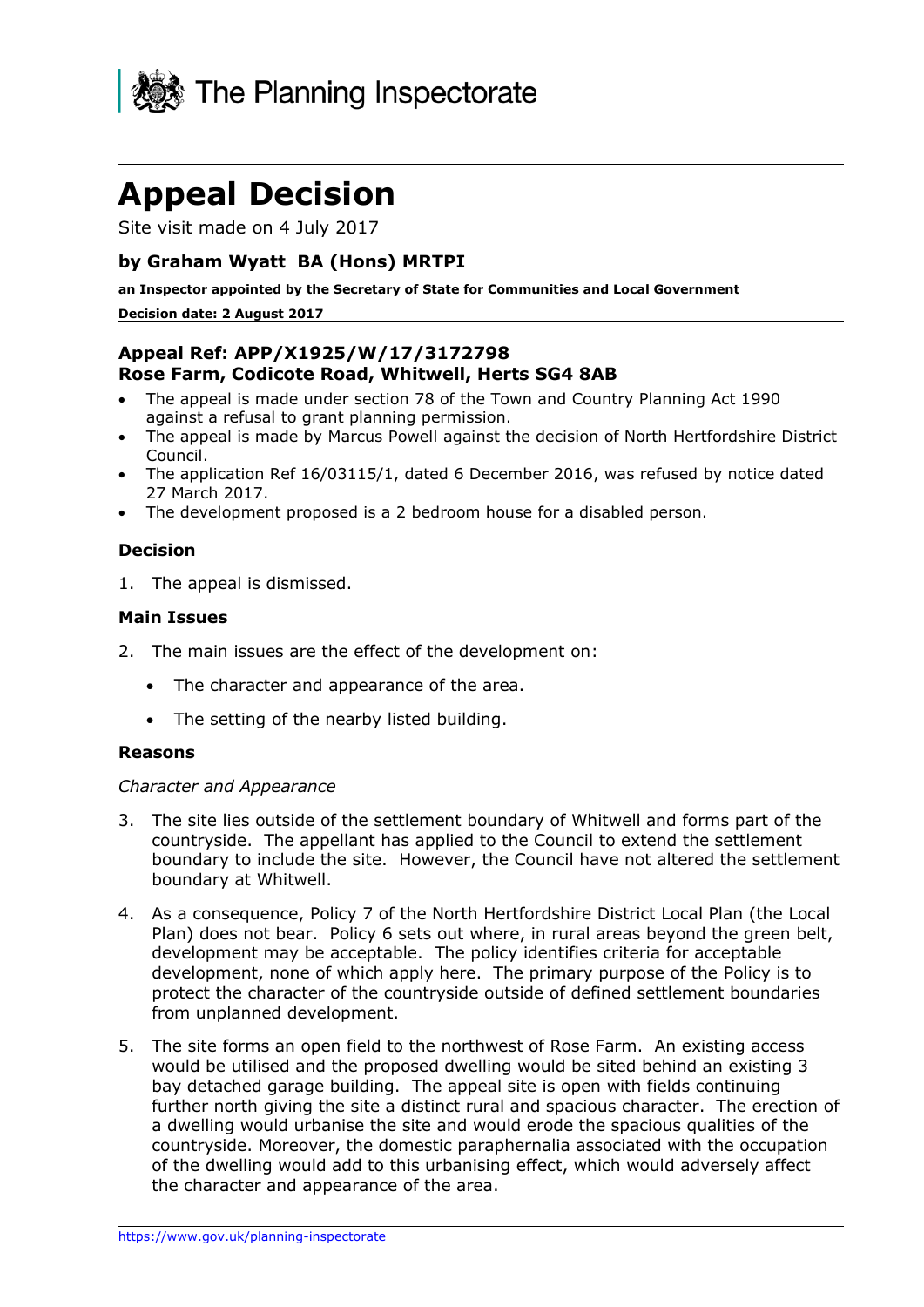The Planning Inspectorate

# Appeal Decision

Site visit made on 4 July 2017

### by Graham Wyatt BA (Hons) MRTPI

**an Inspector appointed by the Secretary of State for Communities and Local Government**

**Decision date: 2 August 2017**

---

### Appeal Ref: APP/X1925/W/17/3172798
### Rose Farm, Codicote Road, Whitwell, Herts SG4 8AB

- The appeal is made under section 78 of the Town and Country Planning Act 1990 against a refusal to grant planning permission.
- The appeal is made by Marcus Powell against the decision of North Hertfordshire District Council.
- The application Ref 16/03115/1, dated 6 December 2016, was refused by notice dated 27 March 2017.
- The development proposed is a 2 bedroom house for a disabled person.

---

**Decision**

1. The appeal is dismissed.

**Main Issues**

2. The main issues are the effect of the development on:

   - The character and appearance of the area.
   - The setting of the nearby listed building.

**Reasons**

*Character and Appearance*

3. The site lies outside of the settlement boundary of Whitwell and forms part of the countryside. The appellant has applied to the Council to extend the settlement boundary to include the site. However, the Council have not altered the settlement boundary at Whitwell.

4. As a consequence, Policy 7 of the North Hertfordshire District Local Plan (the Local Plan) does not bear. Policy 6 sets out where, in rural areas beyond the green belt, development may be acceptable. The policy identifies criteria for acceptable development, none of which apply here. The primary purpose of the Policy is to protect the character of the countryside outside of defined settlement boundaries from unplanned development.

5. The site forms an open field to the northwest of Rose Farm. An existing access would be utilised and the proposed dwelling would be sited behind an existing 3 bay detached garage building. The appeal site is open with fields continuing further north giving the site a distinct rural and spacious character. The erection of a dwelling would urbanise the site and would erode the spacious qualities of the countryside. Moreover, the domestic paraphernalia associated with the occupation of the dwelling would add to this urbanising effect, which would adversely affect the character and appearance of the area.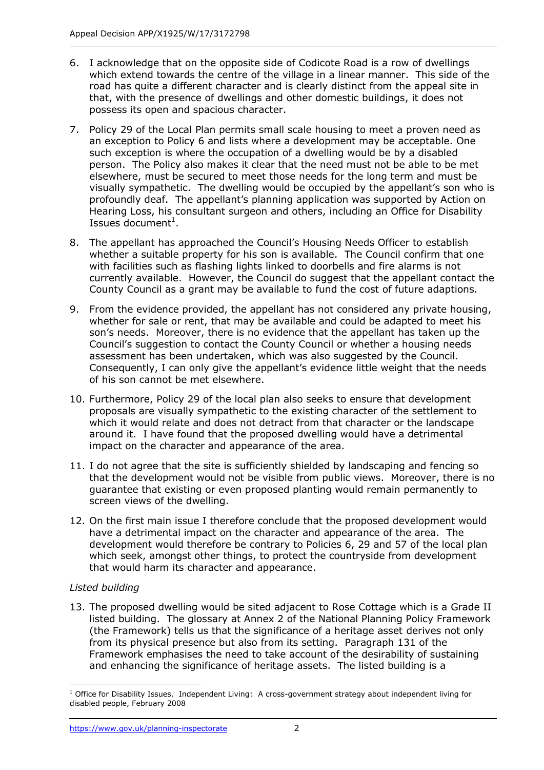6. I acknowledge that on the opposite side of Codicote Road is a row of dwellings which extend towards the centre of the village in a linear manner. This side of the road has quite a different character and is clearly distinct from the appeal site in that, with the presence of dwellings and other domestic buildings, it does not possess its open and spacious character.

7. Policy 29 of the Local Plan permits small scale housing to meet a proven need as an exception to Policy 6 and lists where a development may be acceptable. One such exception is where the occupation of a dwelling would be by a disabled person. The Policy also makes it clear that the need must not be able to be met elsewhere, must be secured to meet those needs for the long term and must be visually sympathetic. The dwelling would be occupied by the appellant's son who is profoundly deaf. The appellant's planning application was supported by Action on Hearing Loss, his consultant surgeon and others, including an Office for Disability Issues document[1].

8. The appellant has approached the Council's Housing Needs Officer to establish whether a suitable property for his son is available. The Council confirm that one with facilities such as flashing lights linked to doorbells and fire alarms is not currently available. However, the Council do suggest that the appellant contact the County Council as a grant may be available to fund the cost of future adaptions.

9. From the evidence provided, the appellant has not considered any private housing, whether for sale or rent, that may be available and could be adapted to meet his son's needs. Moreover, there is no evidence that the appellant has taken up the Council's suggestion to contact the County Council or whether a housing needs assessment has been undertaken, which was also suggested by the Council. Consequently, I can only give the appellant's evidence little weight that the needs of his son cannot be met elsewhere.

10. Furthermore, Policy 29 of the local plan also seeks to ensure that development proposals are visually sympathetic to the existing character of the settlement to which it would relate and does not detract from that character or the landscape around it. I have found that the proposed dwelling would have a detrimental impact on the character and appearance of the area.

11. I do not agree that the site is sufficiently shielded by landscaping and fencing so that the development would not be visible from public views. Moreover, there is no guarantee that existing or even proposed planting would remain permanently to screen views of the dwelling.

12. On the first main issue I therefore conclude that the proposed development would have a detrimental impact on the character and appearance of the area. The development would therefore be contrary to Policies 6, 29 and 57 of the local plan which seek, amongst other things, to protect the countryside from development that would harm its character and appearance.

*Listed building*

13. The proposed dwelling would be sited adjacent to Rose Cottage which is a Grade II listed building. The glossary at Annex 2 of the National Planning Policy Framework (the Framework) tells us that the significance of a heritage asset derives not only from its physical presence but also from its setting. Paragraph 131 of the Framework emphasises the need to take account of the desirability of sustaining and enhancing the significance of heritage assets. The listed building is a

---

[1] Office for Disability Issues. Independent Living: A cross-government strategy about independent living for disabled people, February 2008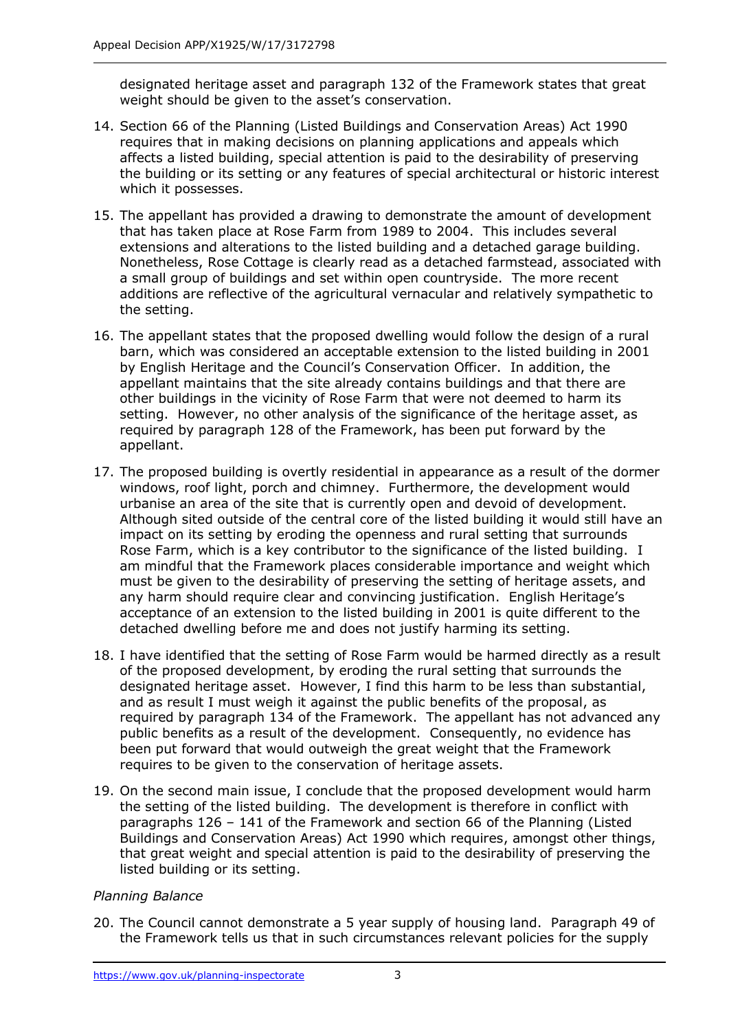designated heritage asset and paragraph 132 of the Framework states that great weight should be given to the asset's conservation.

14. Section 66 of the Planning (Listed Buildings and Conservation Areas) Act 1990 requires that in making decisions on planning applications and appeals which affects a listed building, special attention is paid to the desirability of preserving the building or its setting or any features of special architectural or historic interest which it possesses.

15. The appellant has provided a drawing to demonstrate the amount of development that has taken place at Rose Farm from 1989 to 2004. This includes several extensions and alterations to the listed building and a detached garage building. Nonetheless, Rose Cottage is clearly read as a detached farmstead, associated with a small group of buildings and set within open countryside. The more recent additions are reflective of the agricultural vernacular and relatively sympathetic to the setting.

16. The appellant states that the proposed dwelling would follow the design of a rural barn, which was considered an acceptable extension to the listed building in 2001 by English Heritage and the Council's Conservation Officer. In addition, the appellant maintains that the site already contains buildings and that there are other buildings in the vicinity of Rose Farm that were not deemed to harm its setting. However, no other analysis of the significance of the heritage asset, as required by paragraph 128 of the Framework, has been put forward by the appellant.

17. The proposed building is overtly residential in appearance as a result of the dormer windows, roof light, porch and chimney. Furthermore, the development would urbanise an area of the site that is currently open and devoid of development. Although sited outside of the central core of the listed building it would still have an impact on its setting by eroding the openness and rural setting that surrounds Rose Farm, which is a key contributor to the significance of the listed building. I am mindful that the Framework places considerable importance and weight which must be given to the desirability of preserving the setting of heritage assets, and any harm should require clear and convincing justification. English Heritage's acceptance of an extension to the listed building in 2001 is quite different to the detached dwelling before me and does not justify harming its setting.

18. I have identified that the setting of Rose Farm would be harmed directly as a result of the proposed development, by eroding the rural setting that surrounds the designated heritage asset. However, I find this harm to be less than substantial, and as result I must weigh it against the public benefits of the proposal, as required by paragraph 134 of the Framework. The appellant has not advanced any public benefits as a result of the development. Consequently, no evidence has been put forward that would outweigh the great weight that the Framework requires to be given to the conservation of heritage assets.

19. On the second main issue, I conclude that the proposed development would harm the setting of the listed building. The development is therefore in conflict with paragraphs 126 – 141 of the Framework and section 66 of the Planning (Listed Buildings and Conservation Areas) Act 1990 which requires, amongst other things, that great weight and special attention is paid to the desirability of preserving the listed building or its setting.

*Planning Balance*

20. The Council cannot demonstrate a 5 year supply of housing land. Paragraph 49 of the Framework tells us that in such circumstances relevant policies for the supply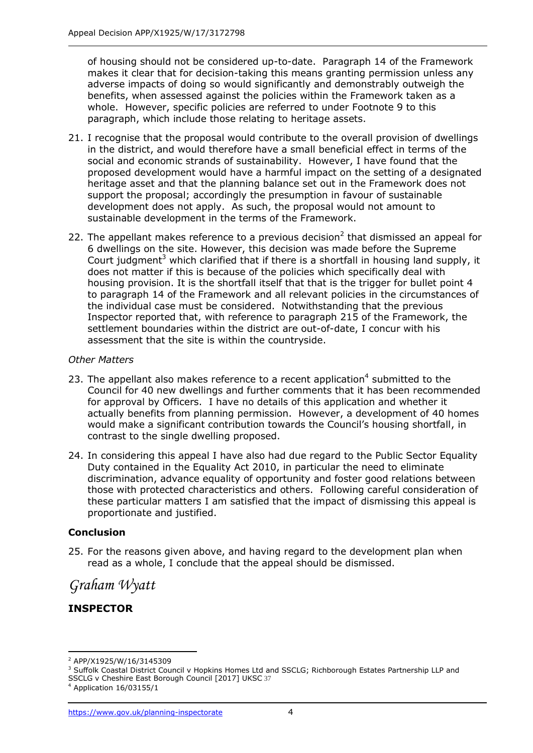of housing should not be considered up-to-date. Paragraph 14 of the Framework makes it clear that for decision-taking this means granting permission unless any adverse impacts of doing so would significantly and demonstrably outweigh the benefits, when assessed against the policies within the Framework taken as a whole. However, specific policies are referred to under Footnote 9 to this paragraph, which include those relating to heritage assets.

21. I recognise that the proposal would contribute to the overall provision of dwellings in the district, and would therefore have a small beneficial effect in terms of the social and economic strands of sustainability. However, I have found that the proposed development would have a harmful impact on the setting of a designated heritage asset and that the planning balance set out in the Framework does not support the proposal; accordingly the presumption in favour of sustainable development does not apply. As such, the proposal would not amount to sustainable development in the terms of the Framework.

22. The appellant makes reference to a previous decision[2] that dismissed an appeal for 6 dwellings on the site. However, this decision was made before the Supreme Court judgment[3] which clarified that if there is a shortfall in housing land supply, it does not matter if this is because of the policies which specifically deal with housing provision. It is the shortfall itself that that is the trigger for bullet point 4 to paragraph 14 of the Framework and all relevant policies in the circumstances of the individual case must be considered. Notwithstanding that the previous Inspector reported that, with reference to paragraph 215 of the Framework, the settlement boundaries within the district are out-of-date, I concur with his assessment that the site is within the countryside.

*Other Matters*

23. The appellant also makes reference to a recent application[4] submitted to the Council for 40 new dwellings and further comments that it has been recommended for approval by Officers. I have no details of this application and whether it actually benefits from planning permission. However, a development of 40 homes would make a significant contribution towards the Council's housing shortfall, in contrast to the single dwelling proposed.

24. In considering this appeal I have also had due regard to the Public Sector Equality Duty contained in the Equality Act 2010, in particular the need to eliminate discrimination, advance equality of opportunity and foster good relations between those with protected characteristics and others. Following careful consideration of these particular matters I am satisfied that the impact of dismissing this appeal is proportionate and justified.

## Conclusion

25. For the reasons given above, and having regard to the development plan when read as a whole, I conclude that the appeal should be dismissed.

*Graham Wyatt*

**INSPECTOR**

---

[2] APP/X1925/W/16/3145309

[3] Suffolk Coastal District Council v Hopkins Homes Ltd and SSCLG; Richborough Estates Partnership LLP and SSCLG v Cheshire East Borough Council [2017] UKSC 37

[4] Application 16/03155/1